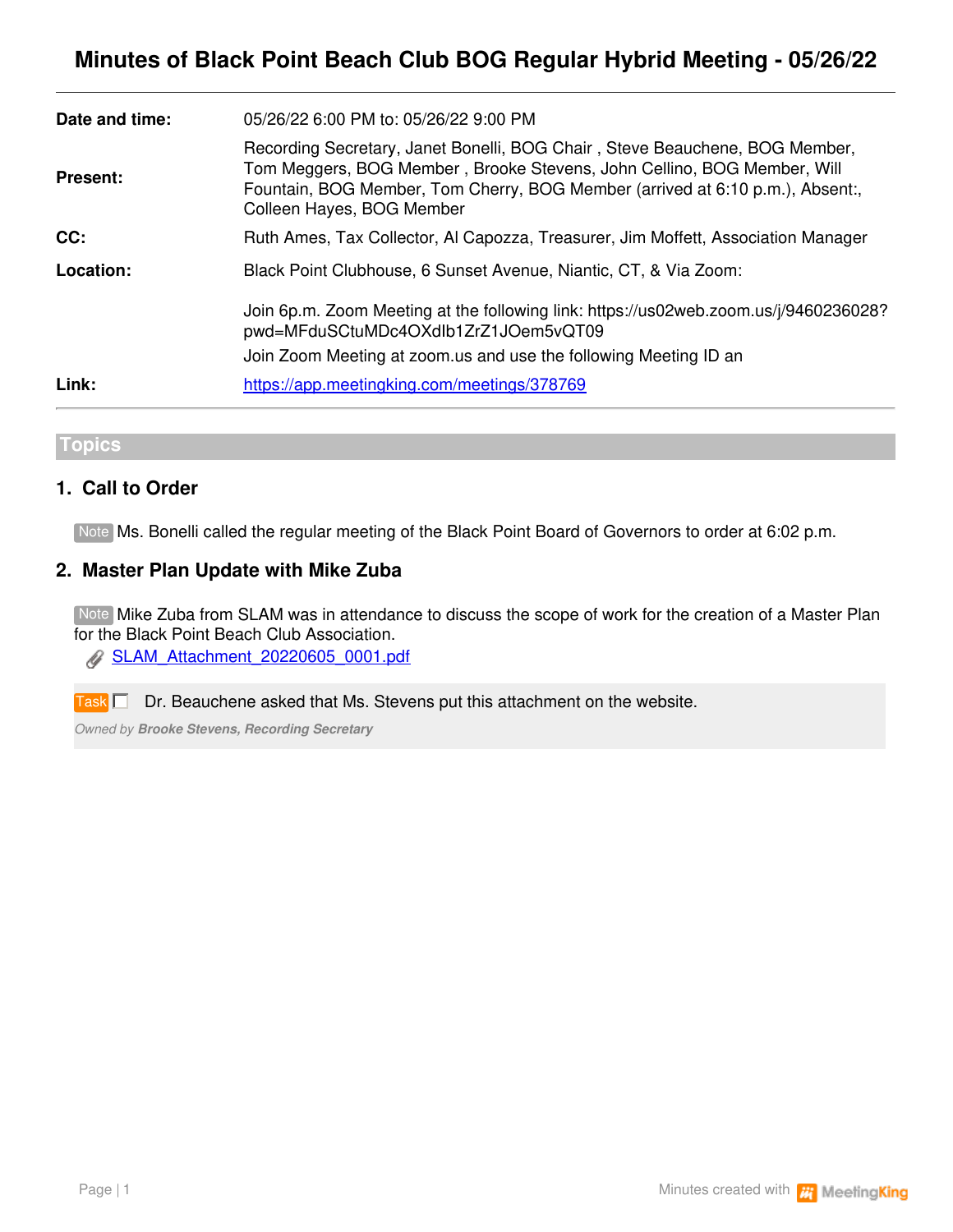# Minutes of Black Point Beach Club BOG Regular Hybrid Meeting - 05/26/22

| | |
|---|---|
| **Date and time:** | 05/26/22 6:00 PM to: 05/26/22 9:00 PM |
| **Present:** | Recording Secretary, Janet Bonelli, BOG Chair , Steve Beauchene, BOG Member, Tom Meggers, BOG Member , Brooke Stevens, John Cellino, BOG Member, Will Fountain, BOG Member, Tom Cherry, BOG Member (arrived at 6:10 p.m.), Absent:, Colleen Hayes, BOG Member |
| **CC:** | Ruth Ames, Tax Collector, Al Capozza, Treasurer, Jim Moffett, Association Manager |
| **Location:** | Black Point Clubhouse, 6 Sunset Avenue, Niantic, CT, & Via Zoom:<br><br>Join 6p.m. Zoom Meeting at the following link: https://us02web.zoom.us/j/9460236028?pwd=MFduSCtuMDc4OXdIb1ZrZ1JOem5vQT09<br>Join Zoom Meeting at zoom.us and use the following Meeting ID an |
| **Link:** | [https://app.meetingking.com/meetings/378769](https://app.meetingking.com/meetings/378769) |

## Topics

### 1. Call to Order

Note Ms. Bonelli called the regular meeting of the Black Point Board of Governors to order at 6:02 p.m.

### 2. Master Plan Update with Mike Zuba

Note Mike Zuba from SLAM was in attendance to discuss the scope of work for the creation of a Master Plan for the Black Point Beach Club Association.

SLAM_Attachment_20220605_0001.pdf

Task ☐ Dr. Beauchene asked that Ms. Stevens put this attachment on the website.

*Owned by **Brooke Stevens, Recording Secretary***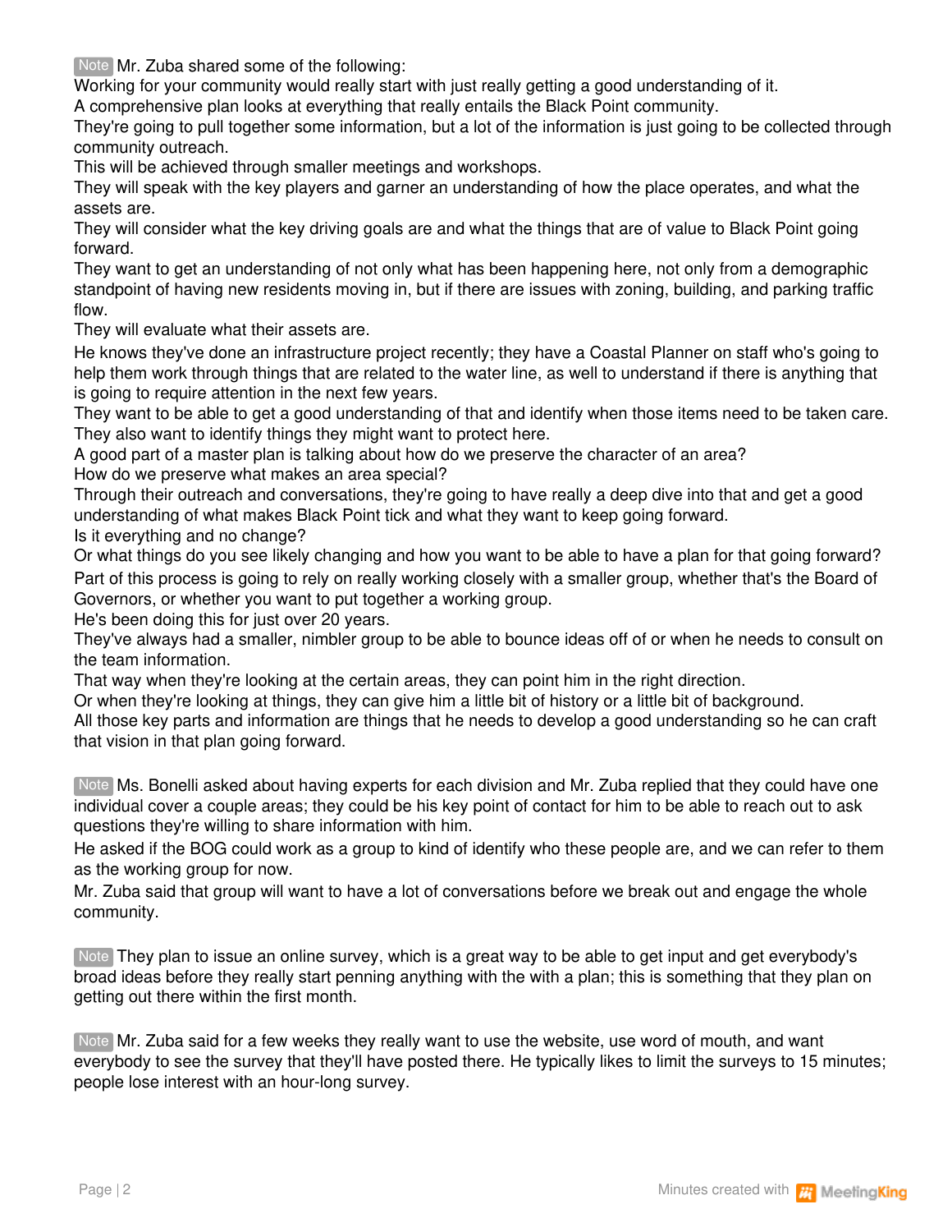Note Mr. Zuba shared some of the following:

Working for your community would really start with just really getting a good understanding of it.

A comprehensive plan looks at everything that really entails the Black Point community.

They're going to pull together some information, but a lot of the information is just going to be collected through community outreach.

This will be achieved through smaller meetings and workshops.

They will speak with the key players and garner an understanding of how the place operates, and what the assets are.

They will consider what the key driving goals are and what the things that are of value to Black Point going forward.

They want to get an understanding of not only what has been happening here, not only from a demographic standpoint of having new residents moving in, but if there are issues with zoning, building, and parking traffic flow.

They will evaluate what their assets are.

He knows they've done an infrastructure project recently; they have a Coastal Planner on staff who's going to help them work through things that are related to the water line, as well to understand if there is anything that is going to require attention in the next few years.

They want to be able to get a good understanding of that and identify when those items need to be taken care.

They also want to identify things they might want to protect here.

A good part of a master plan is talking about how do we preserve the character of an area?

How do we preserve what makes an area special?

Through their outreach and conversations, they're going to have really a deep dive into that and get a good understanding of what makes Black Point tick and what they want to keep going forward.

Is it everything and no change?

Or what things do you see likely changing and how you want to be able to have a plan for that going forward?

Part of this process is going to rely on really working closely with a smaller group, whether that's the Board of Governors, or whether you want to put together a working group.

He's been doing this for just over 20 years.

They've always had a smaller, nimbler group to be able to bounce ideas off of or when he needs to consult on the team information.

That way when they're looking at the certain areas, they can point him in the right direction.

Or when they're looking at things, they can give him a little bit of history or a little bit of background.

All those key parts and information are things that he needs to develop a good understanding so he can craft that vision in that plan going forward.

Note Ms. Bonelli asked about having experts for each division and Mr. Zuba replied that they could have one individual cover a couple areas; they could be his key point of contact for him to be able to reach out to ask questions they're willing to share information with him.

He asked if the BOG could work as a group to kind of identify who these people are, and we can refer to them as the working group for now.

Mr. Zuba said that group will want to have a lot of conversations before we break out and engage the whole community.

Note They plan to issue an online survey, which is a great way to be able to get input and get everybody's broad ideas before they really start penning anything with the with a plan; this is something that they plan on getting out there within the first month.

Note Mr. Zuba said for a few weeks they really want to use the website, use word of mouth, and want everybody to see the survey that they'll have posted there. He typically likes to limit the surveys to 15 minutes; people lose interest with an hour-long survey.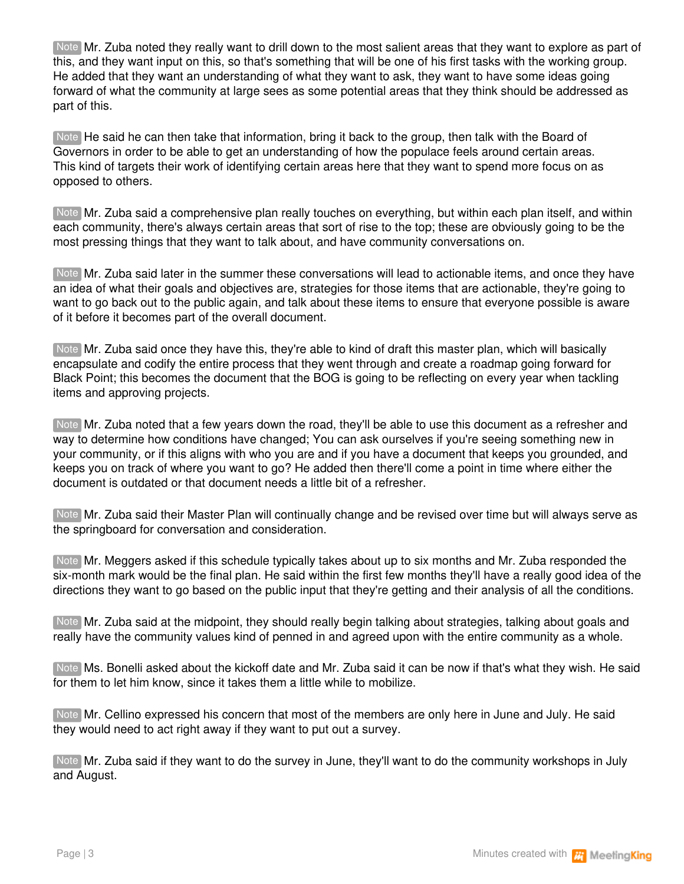Note Mr. Zuba noted they really want to drill down to the most salient areas that they want to explore as part of this, and they want input on this, so that's something that will be one of his first tasks with the working group. He added that they want an understanding of what they want to ask, they want to have some ideas going forward of what the community at large sees as some potential areas that they think should be addressed as part of this.

Note He said he can then take that information, bring it back to the group, then talk with the Board of Governors in order to be able to get an understanding of how the populace feels around certain areas. This kind of targets their work of identifying certain areas here that they want to spend more focus on as opposed to others.

Note Mr. Zuba said a comprehensive plan really touches on everything, but within each plan itself, and within each community, there's always certain areas that sort of rise to the top; these are obviously going to be the most pressing things that they want to talk about, and have community conversations on.

Note Mr. Zuba said later in the summer these conversations will lead to actionable items, and once they have an idea of what their goals and objectives are, strategies for those items that are actionable, they're going to want to go back out to the public again, and talk about these items to ensure that everyone possible is aware of it before it becomes part of the overall document.

Note Mr. Zuba said once they have this, they're able to kind of draft this master plan, which will basically encapsulate and codify the entire process that they went through and create a roadmap going forward for Black Point; this becomes the document that the BOG is going to be reflecting on every year when tackling items and approving projects.

Note Mr. Zuba noted that a few years down the road, they'll be able to use this document as a refresher and way to determine how conditions have changed; You can ask ourselves if you're seeing something new in your community, or if this aligns with who you are and if you have a document that keeps you grounded, and keeps you on track of where you want to go? He added then there'll come a point in time where either the document is outdated or that document needs a little bit of a refresher.

Note Mr. Zuba said their Master Plan will continually change and be revised over time but will always serve as the springboard for conversation and consideration.

Note Mr. Meggers asked if this schedule typically takes about up to six months and Mr. Zuba responded the six-month mark would be the final plan. He said within the first few months they'll have a really good idea of the directions they want to go based on the public input that they're getting and their analysis of all the conditions.

Note Mr. Zuba said at the midpoint, they should really begin talking about strategies, talking about goals and really have the community values kind of penned in and agreed upon with the entire community as a whole.

Note Ms. Bonelli asked about the kickoff date and Mr. Zuba said it can be now if that's what they wish. He said for them to let him know, since it takes them a little while to mobilize.

Note Mr. Cellino expressed his concern that most of the members are only here in June and July. He said they would need to act right away if they want to put out a survey.

Note Mr. Zuba said if they want to do the survey in June, they'll want to do the community workshops in July and August.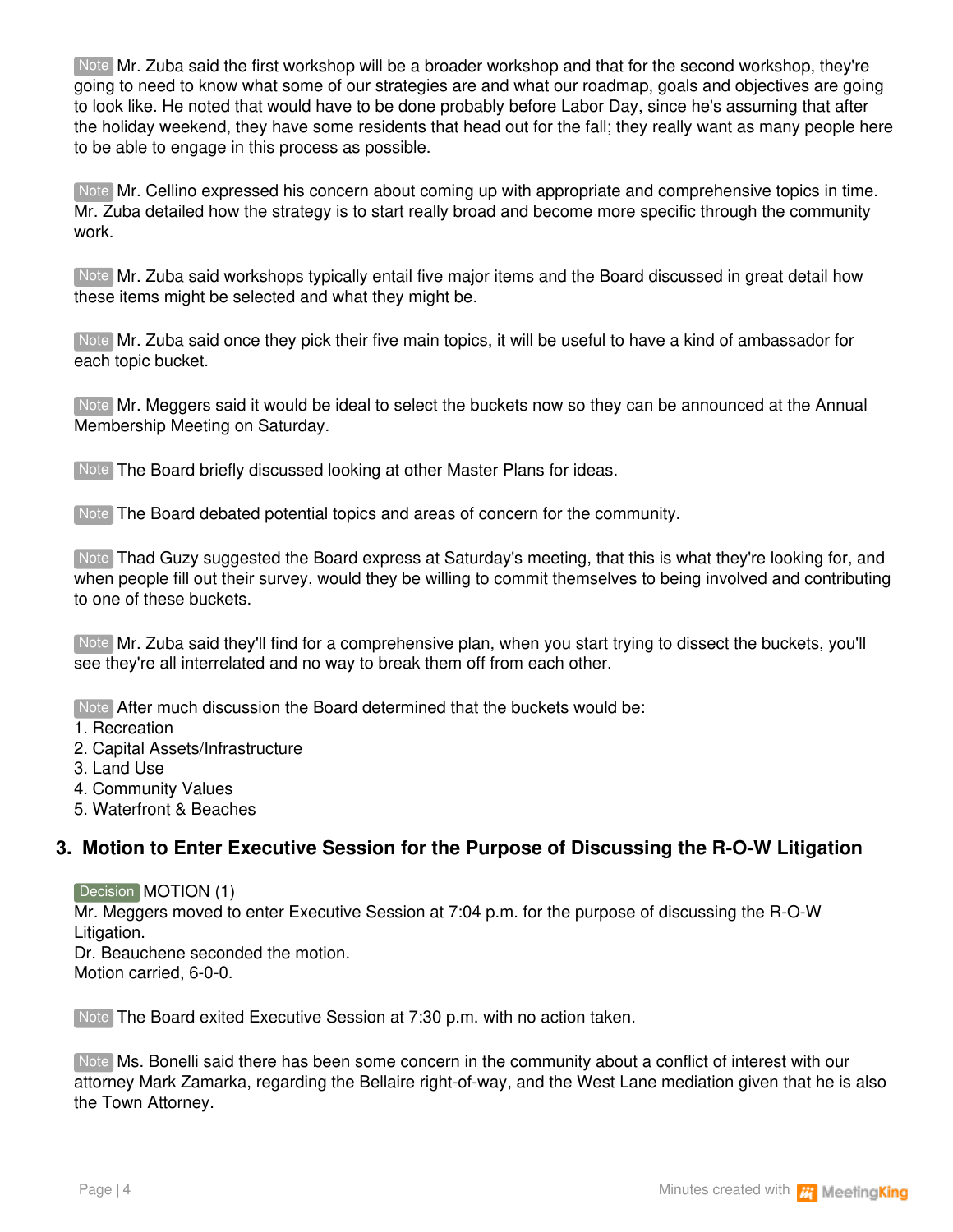Note Mr. Zuba said the first workshop will be a broader workshop and that for the second workshop, they're going to need to know what some of our strategies are and what our roadmap, goals and objectives are going to look like. He noted that would have to be done probably before Labor Day, since he's assuming that after the holiday weekend, they have some residents that head out for the fall; they really want as many people here to be able to engage in this process as possible.

Note Mr. Cellino expressed his concern about coming up with appropriate and comprehensive topics in time. Mr. Zuba detailed how the strategy is to start really broad and become more specific through the community work.

Note Mr. Zuba said workshops typically entail five major items and the Board discussed in great detail how these items might be selected and what they might be.

Note Mr. Zuba said once they pick their five main topics, it will be useful to have a kind of ambassador for each topic bucket.

Note Mr. Meggers said it would be ideal to select the buckets now so they can be announced at the Annual Membership Meeting on Saturday.

Note The Board briefly discussed looking at other Master Plans for ideas.

Note The Board debated potential topics and areas of concern for the community.

Note Thad Guzy suggested the Board express at Saturday's meeting, that this is what they're looking for, and when people fill out their survey, would they be willing to commit themselves to being involved and contributing to one of these buckets.

Note Mr. Zuba said they'll find for a comprehensive plan, when you start trying to dissect the buckets, you'll see they're all interrelated and no way to break them off from each other.

Note After much discussion the Board determined that the buckets would be:
1. Recreation
2. Capital Assets/Infrastructure
3. Land Use
4. Community Values
5. Waterfront & Beaches

## 3. Motion to Enter Executive Session for the Purpose of Discussing the R-O-W Litigation

Decision MOTION (1)
Mr. Meggers moved to enter Executive Session at 7:04 p.m. for the purpose of discussing the R-O-W Litigation.
Dr. Beauchene seconded the motion.
Motion carried, 6-0-0.

Note The Board exited Executive Session at 7:30 p.m. with no action taken.

Note Ms. Bonelli said there has been some concern in the community about a conflict of interest with our attorney Mark Zamarka, regarding the Bellaire right-of-way, and the West Lane mediation given that he is also the Town Attorney.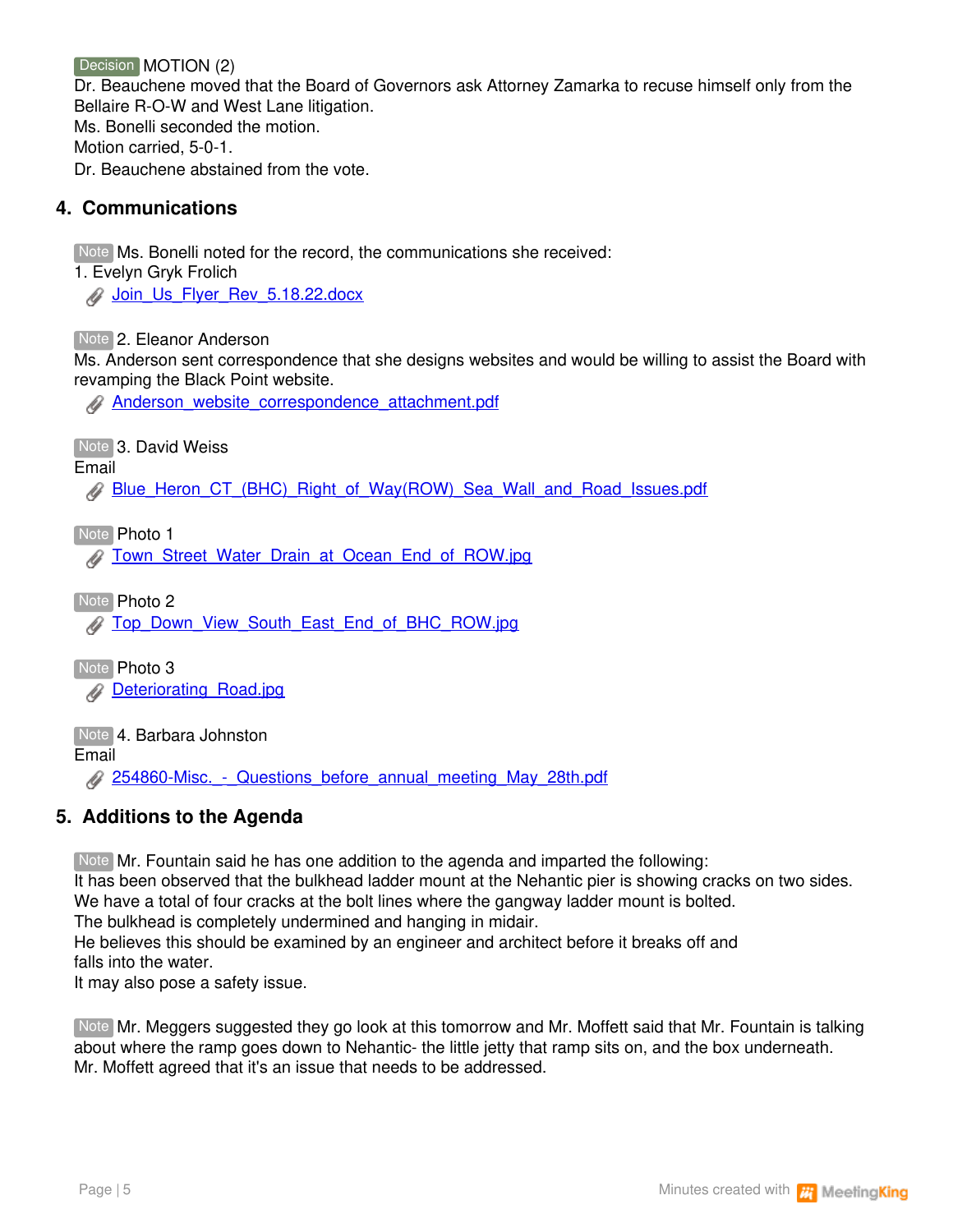Decision MOTION (2)
Dr. Beauchene moved that the Board of Governors ask Attorney Zamarka to recuse himself only from the Bellaire R-O-W and West Lane litigation.
Ms. Bonelli seconded the motion.
Motion carried, 5-0-1.
Dr. Beauchene abstained from the vote.

## 4. Communications

Note Ms. Bonelli noted for the record, the communications she received:
1. Evelyn Gryk Frolich
   Join_Us_Flyer_Rev_5.18.22.docx

Note 2. Eleanor Anderson
Ms. Anderson sent correspondence that she designs websites and would be willing to assist the Board with revamping the Black Point website.
   Anderson_website_correspondence_attachment.pdf

Note 3. David Weiss
Email
   Blue_Heron_CT_(BHC)_Right_of_Way(ROW)_Sea_Wall_and_Road_Issues.pdf

Note Photo 1
   Town_Street_Water_Drain_at_Ocean_End_of_ROW.jpg

Note Photo 2
   Top_Down_View_South_East_End_of_BHC_ROW.jpg

Note Photo 3
   Deteriorating_Road.jpg

Note 4. Barbara Johnston
Email
   254860-Misc._-_Questions_before_annual_meeting_May_28th.pdf

## 5. Additions to the Agenda

Note Mr. Fountain said he has one addition to the agenda and imparted the following:
It has been observed that the bulkhead ladder mount at the Nehantic pier is showing cracks on two sides.
We have a total of four cracks at the bolt lines where the gangway ladder mount is bolted.
The bulkhead is completely undermined and hanging in midair.
He believes this should be examined by an engineer and architect before it breaks off and falls into the water.
It may also pose a safety issue.

Note Mr. Meggers suggested they go look at this tomorrow and Mr. Moffett said that Mr. Fountain is talking about where the ramp goes down to Nehantic- the little jetty that ramp sits on, and the box underneath.
Mr. Moffett agreed that it's an issue that needs to be addressed.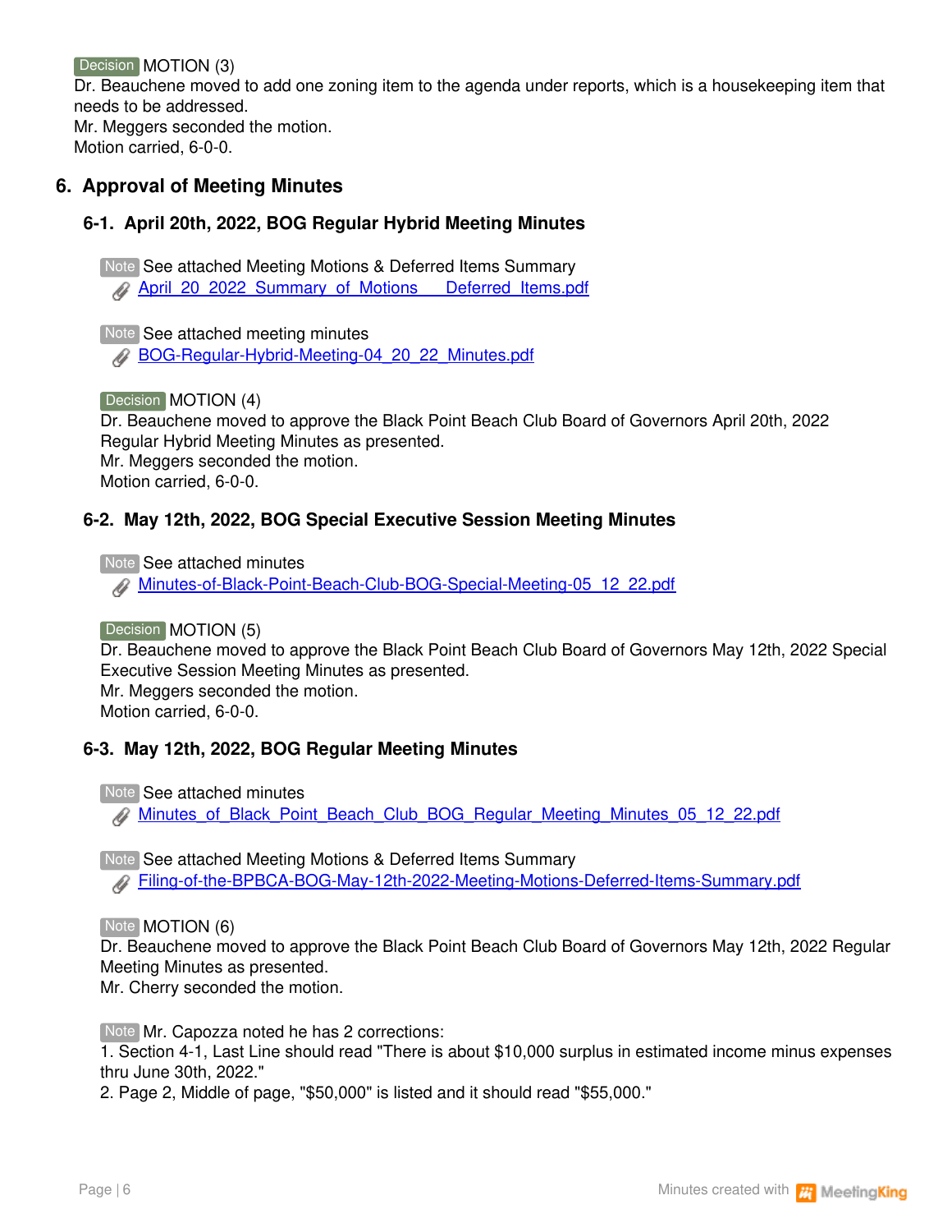Decision MOTION (3)
Dr. Beauchene moved to add one zoning item to the agenda under reports, which is a housekeeping item that needs to be addressed.
Mr. Meggers seconded the motion.
Motion carried, 6-0-0.

## 6. Approval of Meeting Minutes

### 6-1. April 20th, 2022, BOG Regular Hybrid Meeting Minutes

Note See attached Meeting Motions & Deferred Items Summary
April_20_2022_Summary_of_Motions___Deferred_Items.pdf

Note See attached meeting minutes
BOG-Regular-Hybrid-Meeting-04_20_22_Minutes.pdf

Decision MOTION (4)
Dr. Beauchene moved to approve the Black Point Beach Club Board of Governors April 20th, 2022 Regular Hybrid Meeting Minutes as presented.
Mr. Meggers seconded the motion.
Motion carried, 6-0-0.

### 6-2. May 12th, 2022, BOG Special Executive Session Meeting Minutes

Note See attached minutes
Minutes-of-Black-Point-Beach-Club-BOG-Special-Meeting-05_12_22.pdf

Decision MOTION (5)
Dr. Beauchene moved to approve the Black Point Beach Club Board of Governors May 12th, 2022 Special Executive Session Meeting Minutes as presented.
Mr. Meggers seconded the motion.
Motion carried, 6-0-0.

### 6-3. May 12th, 2022, BOG Regular Meeting Minutes

Note See attached minutes
Minutes_of_Black_Point_Beach_Club_BOG_Regular_Meeting_Minutes_05_12_22.pdf

Note See attached Meeting Motions & Deferred Items Summary
Filing-of-the-BPBCA-BOG-May-12th-2022-Meeting-Motions-Deferred-Items-Summary.pdf

Note MOTION (6)
Dr. Beauchene moved to approve the Black Point Beach Club Board of Governors May 12th, 2022 Regular Meeting Minutes as presented.
Mr. Cherry seconded the motion.

Note Mr. Capozza noted he has 2 corrections:
1. Section 4-1, Last Line should read "There is about $10,000 surplus in estimated income minus expenses thru June 30th, 2022."
2. Page 2, Middle of page, "$50,000" is listed and it should read "$55,000."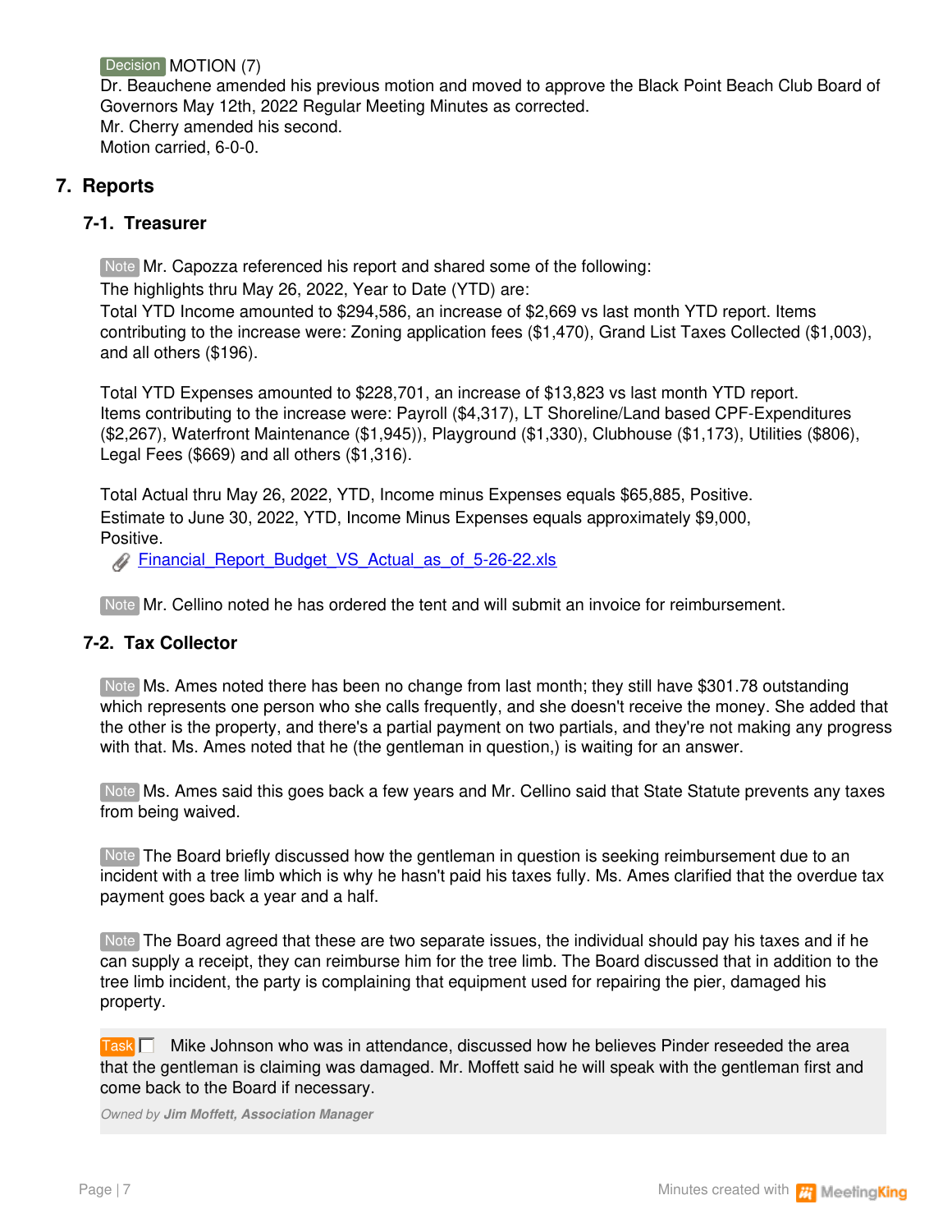Decision MOTION (7)
Dr. Beauchene amended his previous motion and moved to approve the Black Point Beach Club Board of Governors May 12th, 2022 Regular Meeting Minutes as corrected.
Mr. Cherry amended his second.
Motion carried, 6-0-0.

## 7. Reports

### 7-1. Treasurer

Note Mr. Capozza referenced his report and shared some of the following:
The highlights thru May 26, 2022, Year to Date (YTD) are:
Total YTD Income amounted to $294,586, an increase of $2,669 vs last month YTD report. Items contributing to the increase were: Zoning application fees ($1,470), Grand List Taxes Collected ($1,003), and all others ($196).

Total YTD Expenses amounted to $228,701, an increase of $13,823 vs last month YTD report. Items contributing to the increase were: Payroll ($4,317), LT Shoreline/Land based CPF-Expenditures ($2,267), Waterfront Maintenance ($1,945)), Playground ($1,330), Clubhouse ($1,173), Utilities ($806), Legal Fees ($669) and all others ($1,316).

Total Actual thru May 26, 2022, YTD, Income minus Expenses equals $65,885, Positive.
Estimate to June 30, 2022, YTD, Income Minus Expenses equals approximately $9,000, Positive.

Financial_Report_Budget_VS_Actual_as_of_5-26-22.xls

Note Mr. Cellino noted he has ordered the tent and will submit an invoice for reimbursement.

### 7-2. Tax Collector

Note Ms. Ames noted there has been no change from last month; they still have $301.78 outstanding which represents one person who she calls frequently, and she doesn't receive the money. She added that the other is the property, and there's a partial payment on two partials, and they're not making any progress with that. Ms. Ames noted that he (the gentleman in question,) is waiting for an answer.

Note Ms. Ames said this goes back a few years and Mr. Cellino said that State Statute prevents any taxes from being waived.

Note The Board briefly discussed how the gentleman in question is seeking reimbursement due to an incident with a tree limb which is why he hasn't paid his taxes fully. Ms. Ames clarified that the overdue tax payment goes back a year and a half.

Note The Board agreed that these are two separate issues, the individual should pay his taxes and if he can supply a receipt, they can reimburse him for the tree limb. The Board discussed that in addition to the tree limb incident, the party is complaining that equipment used for repairing the pier, damaged his property.

Task ☐ Mike Johnson who was in attendance, discussed how he believes Pinder reseeded the area that the gentleman is claiming was damaged. Mr. Moffett said he will speak with the gentleman first and come back to the Board if necessary.

*Owned by **Jim Moffett, Association Manager***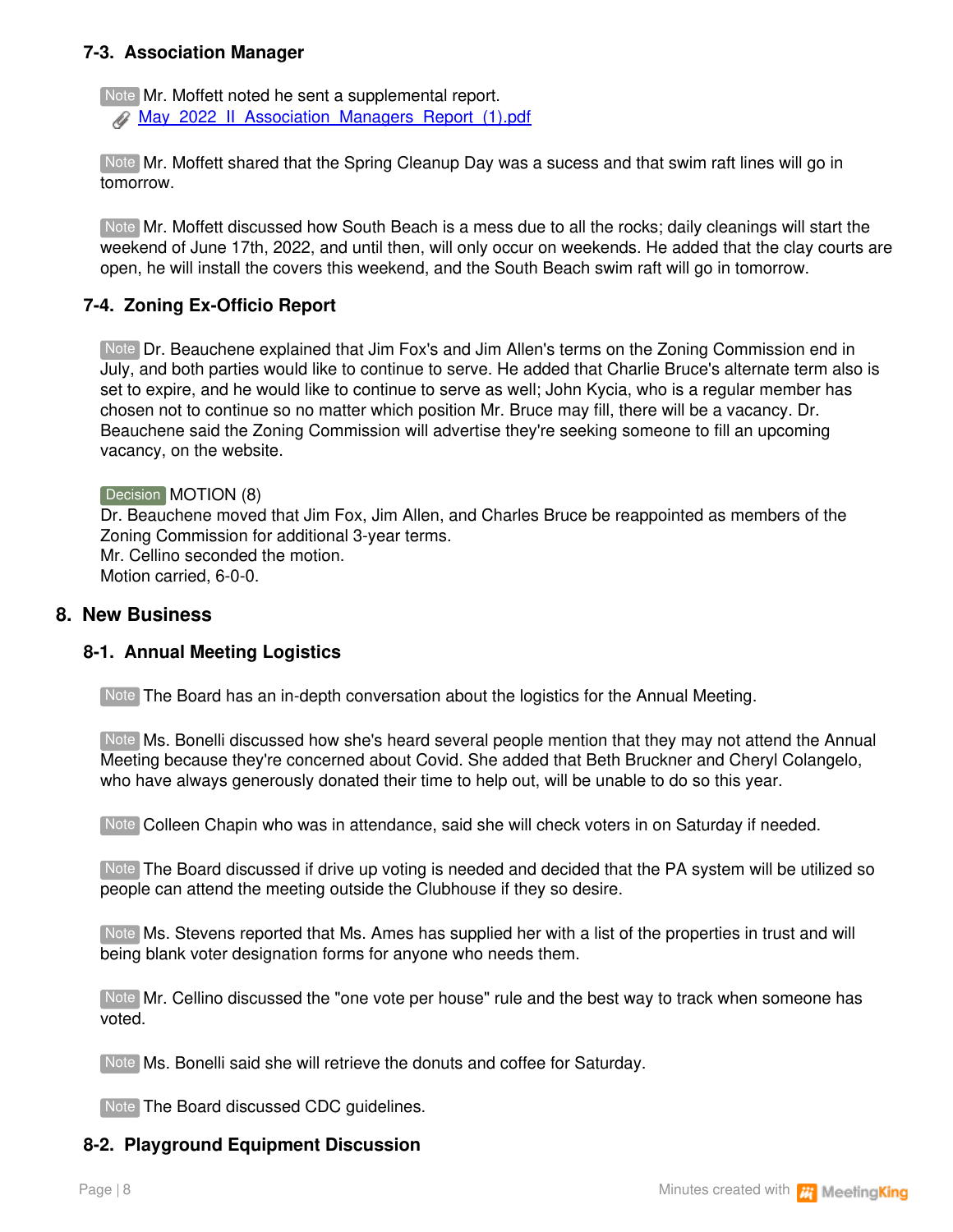### 7-3. Association Manager

Note Mr. Moffett noted he sent a supplemental report.
May_2022_II_Association_Managers_Report_(1).pdf

Note Mr. Moffett shared that the Spring Cleanup Day was a sucess and that swim raft lines will go in tomorrow.

Note Mr. Moffett discussed how South Beach is a mess due to all the rocks; daily cleanings will start the weekend of June 17th, 2022, and until then, will only occur on weekends. He added that the clay courts are open, he will install the covers this weekend, and the South Beach swim raft will go in tomorrow.

### 7-4. Zoning Ex-Officio Report

Note Dr. Beauchene explained that Jim Fox's and Jim Allen's terms on the Zoning Commission end in July, and both parties would like to continue to serve. He added that Charlie Bruce's alternate term also is set to expire, and he would like to continue to serve as well; John Kycia, who is a regular member has chosen not to continue so no matter which position Mr. Bruce may fill, there will be a vacancy. Dr. Beauchene said the Zoning Commission will advertise they're seeking someone to fill an upcoming vacancy, on the website.

Decision MOTION (8)
Dr. Beauchene moved that Jim Fox, Jim Allen, and Charles Bruce be reappointed as members of the Zoning Commission for additional 3-year terms.
Mr. Cellino seconded the motion.
Motion carried, 6-0-0.

## 8. New Business

### 8-1. Annual Meeting Logistics

Note The Board has an in-depth conversation about the logistics for the Annual Meeting.

Note Ms. Bonelli discussed how she's heard several people mention that they may not attend the Annual Meeting because they're concerned about Covid. She added that Beth Bruckner and Cheryl Colangelo, who have always generously donated their time to help out, will be unable to do so this year.

Note Colleen Chapin who was in attendance, said she will check voters in on Saturday if needed.

Note The Board discussed if drive up voting is needed and decided that the PA system will be utilized so people can attend the meeting outside the Clubhouse if they so desire.

Note Ms. Stevens reported that Ms. Ames has supplied her with a list of the properties in trust and will being blank voter designation forms for anyone who needs them.

Note Mr. Cellino discussed the "one vote per house" rule and the best way to track when someone has voted.

Note Ms. Bonelli said she will retrieve the donuts and coffee for Saturday.

Note The Board discussed CDC guidelines.

### 8-2. Playground Equipment Discussion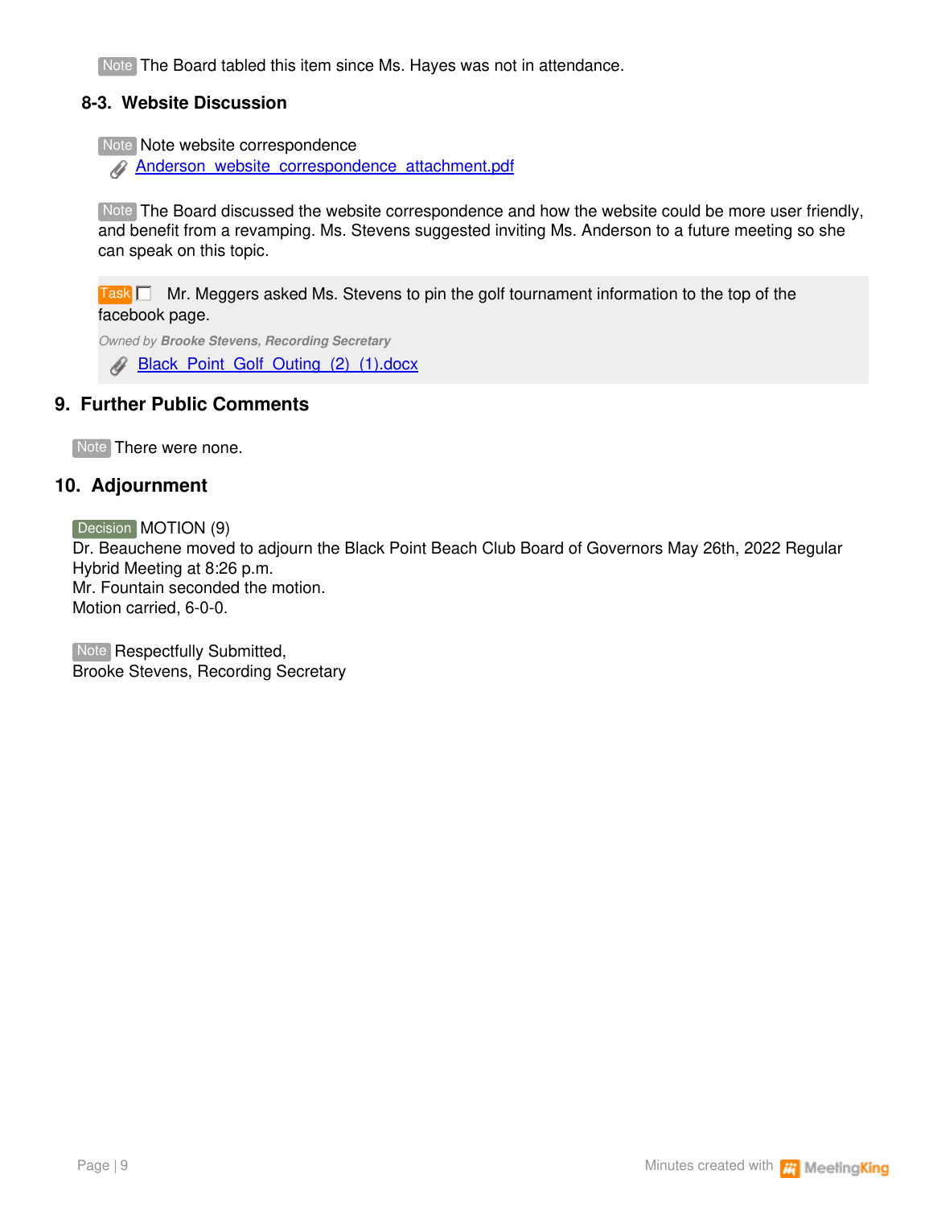Note The Board tabled this item since Ms. Hayes was not in attendance.

### 8-3. Website Discussion

Note Note website correspondence

Anderson_website_correspondence_attachment.pdf

Note The Board discussed the website correspondence and how the website could be more user friendly, and benefit from a revamping. Ms. Stevens suggested inviting Ms. Anderson to a future meeting so she can speak on this topic.

Task ☐ Mr. Meggers asked Ms. Stevens to pin the golf tournament information to the top of the facebook page.

*Owned by **Brooke Stevens, Recording Secretary***

Black_Point_Golf_Outing_(2)_(1).docx

## 9. Further Public Comments

Note There were none.

## 10. Adjournment

Decision MOTION (9)
Dr. Beauchene moved to adjourn the Black Point Beach Club Board of Governors May 26th, 2022 Regular Hybrid Meeting at 8:26 p.m.
Mr. Fountain seconded the motion.
Motion carried, 6-0-0.

Note Respectfully Submitted,
Brooke Stevens, Recording Secretary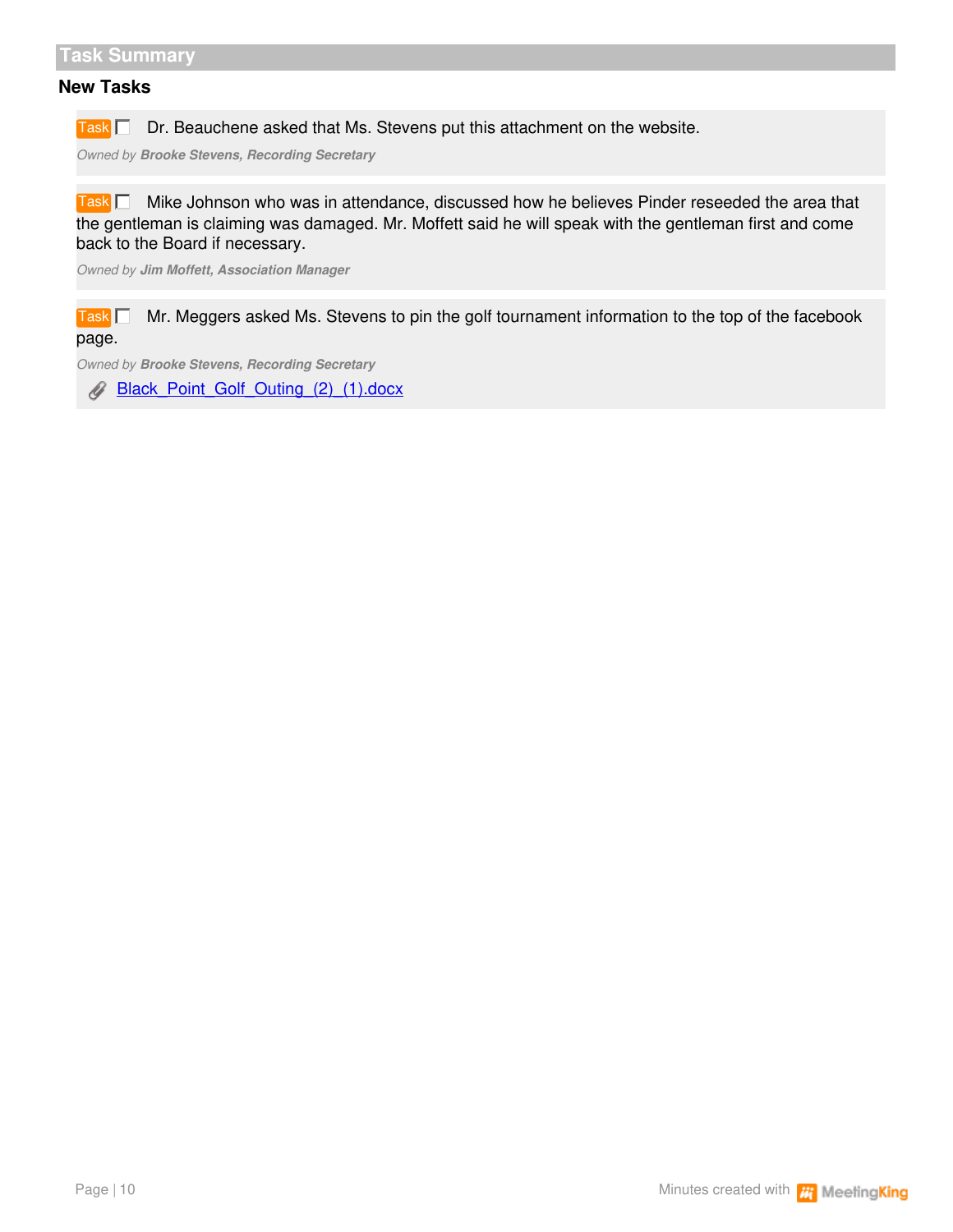## Task Summary

### New Tasks

Task ☐ Dr. Beauchene asked that Ms. Stevens put this attachment on the website.

*Owned by* ***Brooke Stevens, Recording Secretary***

Task ☐ Mike Johnson who was in attendance, discussed how he believes Pinder reseeded the area that the gentleman is claiming was damaged. Mr. Moffett said he will speak with the gentleman first and come back to the Board if necessary.

*Owned by* ***Jim Moffett, Association Manager***

Task ☐ Mr. Meggers asked Ms. Stevens to pin the golf tournament information to the top of the facebook page.

*Owned by* ***Brooke Stevens, Recording Secretary***

Black_Point_Golf_Outing_(2)_(1).docx